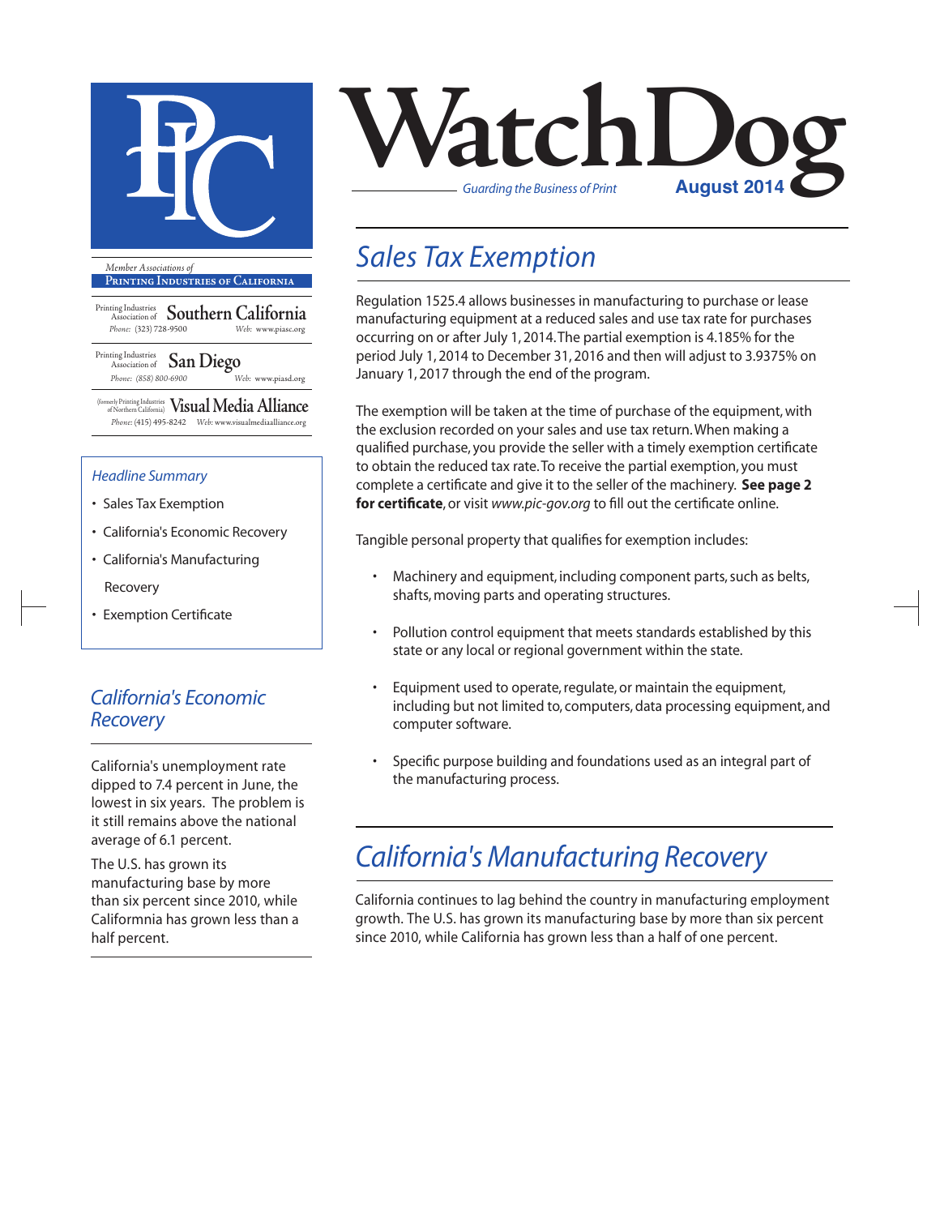# WatchDog

*Guarding the Business of Print*

**August 2014**

*Member Associations of*

**Printing Industries of California**

Printing Industries Association of **Southern California**
Phone: (323) 728-9500 Web: www.piasc.org

Printing Industries Association of **San Diego**
Phone: (858) 800-6900 Web: www.piasd.org

(formerly Printing Industries of Northern California) **Visual Media Alliance**
Phone: (415) 495-8242 Web: www.visualmediaalliance.org

*Headline Summary*

- Sales Tax Exemption
- California's Economic Recovery
- California's Manufacturing Recovery
- Exemption Certificate

## Sales Tax Exemption

Regulation 1525.4 allows businesses in manufacturing to purchase or lease manufacturing equipment at a reduced sales and use tax rate for purchases occurring on or after July 1, 2014. The partial exemption is 4.185% for the period July 1, 2014 to December 31, 2016 and then will adjust to 3.9375% on January 1, 2017 through the end of the program.

The exemption will be taken at the time of purchase of the equipment, with the exclusion recorded on your sales and use tax return. When making a qualified purchase, you provide the seller with a timely exemption certificate to obtain the reduced tax rate. To receive the partial exemption, you must complete a certificate and give it to the seller of the machinery. **See page 2 for certificate**, or visit *www.pic-gov.org* to fill out the certificate online.

Tangible personal property that qualifies for exemption includes:

- Machinery and equipment, including component parts, such as belts, shafts, moving parts and operating structures.
- Pollution control equipment that meets standards established by this state or any local or regional government within the state.
- Equipment used to operate, regulate, or maintain the equipment, including but not limited to, computers, data processing equipment, and computer software.
- Specific purpose building and foundations used as an integral part of the manufacturing process.

## California's Economic Recovery

California's unemployment rate dipped to 7.4 percent in June, the lowest in six years. The problem is it still remains above the national average of 6.1 percent.

The U.S. has grown its manufacturing base by more than six percent since 2010, while Califormnia has grown less than a half percent.

## California's Manufacturing Recovery

California continues to lag behind the country in manufacturing employment growth. The U.S. has grown its manufacturing base by more than six percent since 2010, while California has grown less than a half of one percent.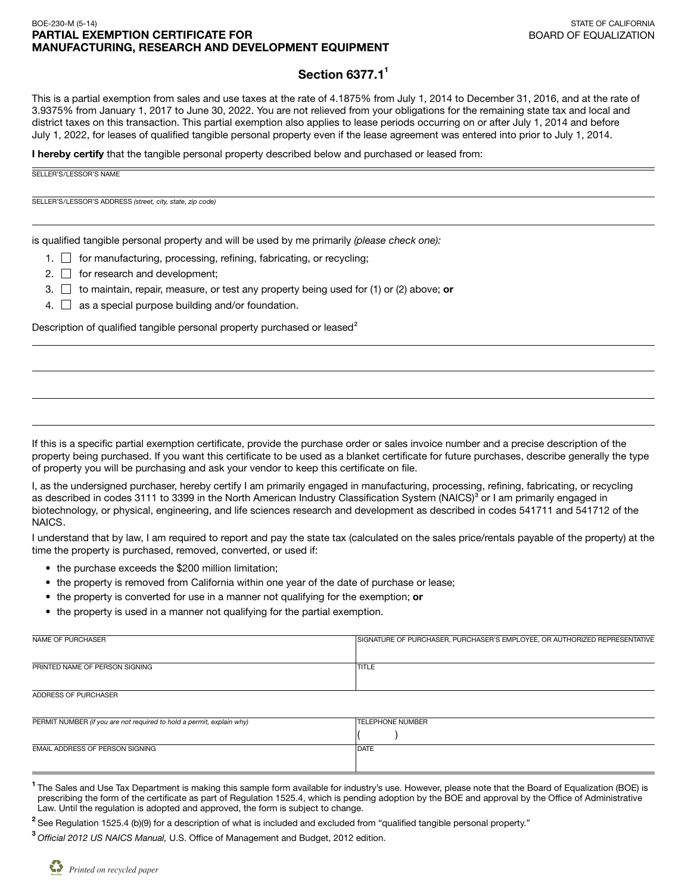BOE-230-M (5-14)

# PARTIAL EXEMPTION CERTIFICATE FOR MANUFACTURING, RESEARCH AND DEVELOPMENT EQUIPMENT

STATE OF CALIFORNIA
BOARD OF EQUALIZATION

## Section 6377.1[1]

This is a partial exemption from sales and use taxes at the rate of 4.1875% from July 1, 2014 to December 31, 2016, and at the rate of 3.9375% from January 1, 2017 to June 30, 2022. You are not relieved from your obligations for the remaining state tax and local and district taxes on this transaction. This partial exemption also applies to lease periods occurring on or after July 1, 2014 and before July 1, 2022, for leases of qualified tangible personal property even if the lease agreement was entered into prior to July 1, 2014.

**I hereby certify** that the tangible personal property described below and purchased or leased from:

SELLER'S/LESSOR'S NAME

SELLER'S/LESSOR'S ADDRESS *(street, city, state, zip code)*

is qualified tangible personal property and will be used by me primarily *(please check one):*

1. ☐ for manufacturing, processing, refining, fabricating, or recycling;
2. ☐ for research and development;
3. ☐ to maintain, repair, measure, or test any property being used for (1) or (2) above; **or**
4. ☐ as a special purpose building and/or foundation.

Description of qualified tangible personal property purchased or leased[2]

If this is a specific partial exemption certificate, provide the purchase order or sales invoice number and a precise description of the property being purchased. If you want this certificate to be used as a blanket certificate for future purchases, describe generally the type of property you will be purchasing and ask your vendor to keep this certificate on file.

I, as the undersigned purchaser, hereby certify I am primarily engaged in manufacturing, processing, refining, fabricating, or recycling as described in codes 3111 to 3399 in the North American Industry Classification System (NAICS)[3] or I am primarily engaged in biotechnology, or physical, engineering, and life sciences research and development as described in codes 541711 and 541712 of the NAICS.

I understand that by law, I am required to report and pay the state tax (calculated on the sales price/rentals payable of the property) at the time the property is purchased, removed, converted, or used if:

- the purchase exceeds the $200 million limitation;
- the property is removed from California within one year of the date of purchase or lease;
- the property is converted for use in a manner not qualifying for the exemption; **or**
- the property is used in a manner not qualifying for the partial exemption.

| | |
|---|---|
| NAME OF PURCHASER | SIGNATURE OF PURCHASER, PURCHASER'S EMPLOYEE, OR AUTHORIZED REPRESENTATIVE |
| PRINTED NAME OF PERSON SIGNING | TITLE |
| ADDRESS OF PURCHASER | |
| PERMIT NUMBER *(if you are not required to hold a permit, explain why)* | TELEPHONE NUMBER ( ) |
| EMAIL ADDRESS OF PERSON SIGNING | DATE |

[1] The Sales and Use Tax Department is making this sample form available for industry's use. However, please note that the Board of Equalization (BOE) is prescribing the form of the certificate as part of Regulation 1525.4, which is pending adoption by the BOE and approval by the Office of Administrative Law. Until the regulation is adopted and approved, the form is subject to change.

[2] See Regulation 1525.4 (b)(9) for a description of what is included and excluded from "qualified tangible personal property."

[3] *Official 2012 US NAICS Manual,* U.S. Office of Management and Budget, 2012 edition.

*Printed on recycled paper*